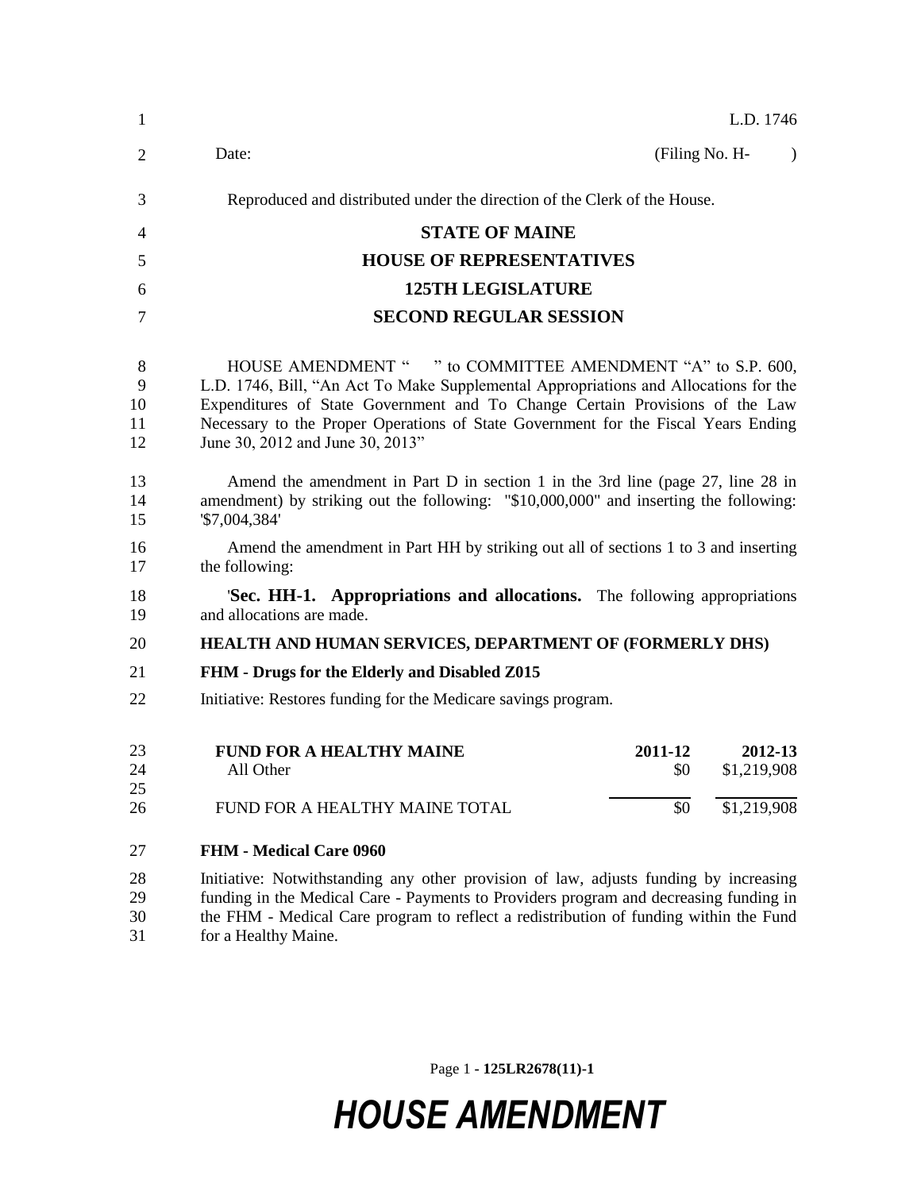L.D. 1746

Date: (Filing No. H- )

Reproduced and distributed under the direction of the Clerk of the House.

# STATE OF MAINE
## HOUSE OF REPRESENTATIVES
## 125TH LEGISLATURE
## SECOND REGULAR SESSION

HOUSE AMENDMENT " " to COMMITTEE AMENDMENT "A" to S.P. 600, L.D. 1746, Bill, "An Act To Make Supplemental Appropriations and Allocations for the Expenditures of State Government and To Change Certain Provisions of the Law Necessary to the Proper Operations of State Government for the Fiscal Years Ending June 30, 2012 and June 30, 2013"

Amend the amendment in Part D in section 1 in the 3rd line (page 27, line 28 in amendment) by striking out the following: "$10,000,000" and inserting the following: '$7,004,384'

Amend the amendment in Part HH by striking out all of sections 1 to 3 and inserting the following:

'**Sec. HH-1. Appropriations and allocations.** The following appropriations and allocations are made.

**HEALTH AND HUMAN SERVICES, DEPARTMENT OF (FORMERLY DHS)**

**FHM - Drugs for the Elderly and Disabled Z015**

Initiative: Restores funding for the Medicare savings program.

| FUND FOR A HEALTHY MAINE | 2011-12 | 2012-13 |
|---|---|---|
| All Other | $0 | $1,219,908 |
| FUND FOR A HEALTHY MAINE TOTAL | $0 | $1,219,908 |

**FHM - Medical Care 0960**

Initiative: Notwithstanding any other provision of law, adjusts funding by increasing funding in the Medical Care - Payments to Providers program and decreasing funding in the FHM - Medical Care program to reflect a redistribution of funding within the Fund for a Healthy Maine.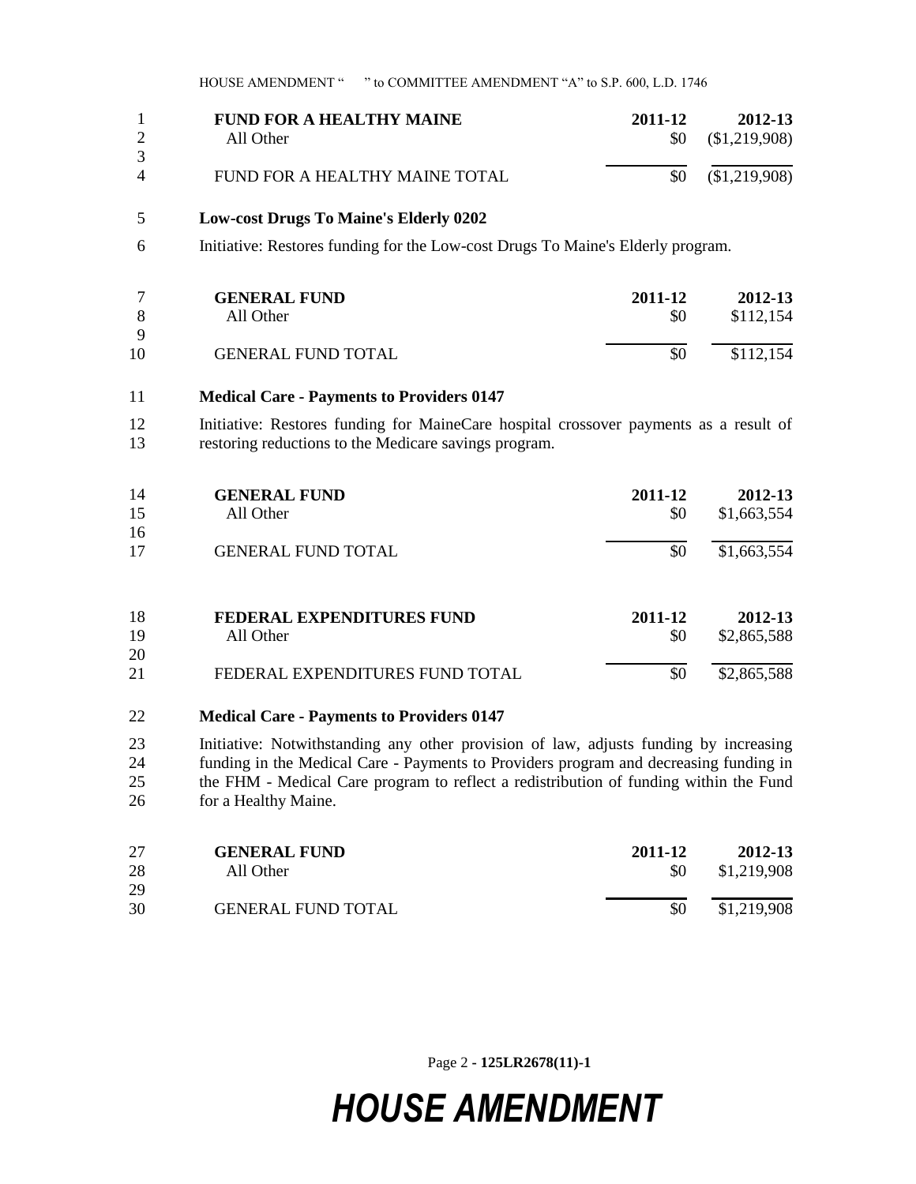| FUND FOR A HEALTHY MAINE | 2011-12 | 2012-13 |
|---|---|---|
| All Other | $0 | ($1,219,908) |
| FUND FOR A HEALTHY MAINE TOTAL | $0 | ($1,219,908) |

**Low-cost Drugs To Maine's Elderly 0202**

Initiative: Restores funding for the Low-cost Drugs To Maine's Elderly program.

| GENERAL FUND | 2011-12 | 2012-13 |
|---|---|---|
| All Other | $0 | $112,154 |
| GENERAL FUND TOTAL | $0 | $112,154 |

**Medical Care - Payments to Providers 0147**

Initiative: Restores funding for MaineCare hospital crossover payments as a result of restoring reductions to the Medicare savings program.

| GENERAL FUND | 2011-12 | 2012-13 |
|---|---|---|
| All Other | $0 | $1,663,554 |
| GENERAL FUND TOTAL | $0 | $1,663,554 |

| FEDERAL EXPENDITURES FUND | 2011-12 | 2012-13 |
|---|---|---|
| All Other | $0 | $2,865,588 |
| FEDERAL EXPENDITURES FUND TOTAL | $0 | $2,865,588 |

**Medical Care - Payments to Providers 0147**

Initiative: Notwithstanding any other provision of law, adjusts funding by increasing funding in the Medical Care - Payments to Providers program and decreasing funding in the FHM - Medical Care program to reflect a redistribution of funding within the Fund for a Healthy Maine.

| GENERAL FUND | 2011-12 | 2012-13 |
|---|---|---|
| All Other | $0 | $1,219,908 |
| GENERAL FUND TOTAL | $0 | $1,219,908 |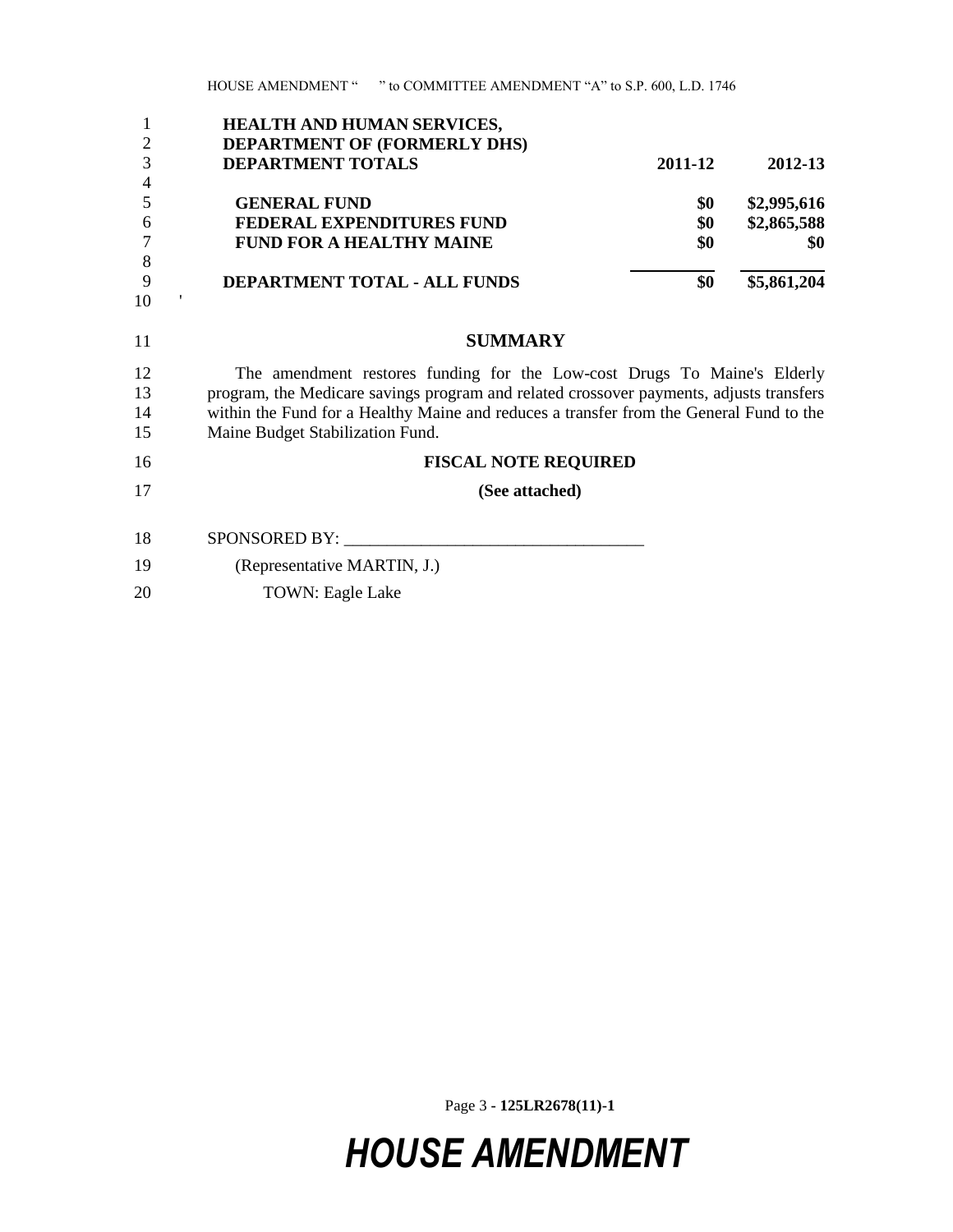| HEALTH AND HUMAN SERVICES, DEPARTMENT OF (FORMERLY DHS) DEPARTMENT TOTALS | 2011-12 | 2012-13 |
|---|---|---|
| **GENERAL FUND** | **$0** | **$2,995,616** |
| **FEDERAL EXPENDITURES FUND** | **$0** | **$2,865,588** |
| **FUND FOR A HEALTHY MAINE** | **$0** | **$0** |
| **DEPARTMENT TOTAL - ALL FUNDS** | **$0** | **$5,861,204** |

'

## SUMMARY

The amendment restores funding for the Low-cost Drugs To Maine's Elderly program, the Medicare savings program and related crossover payments, adjusts transfers within the Fund for a Healthy Maine and reduces a transfer from the General Fund to the Maine Budget Stabilization Fund.

**FISCAL NOTE REQUIRED**

**(See attached)**

SPONSORED BY: ___________________________________

(Representative MARTIN, J.)

TOWN: Eagle Lake

***HOUSE AMENDMENT***